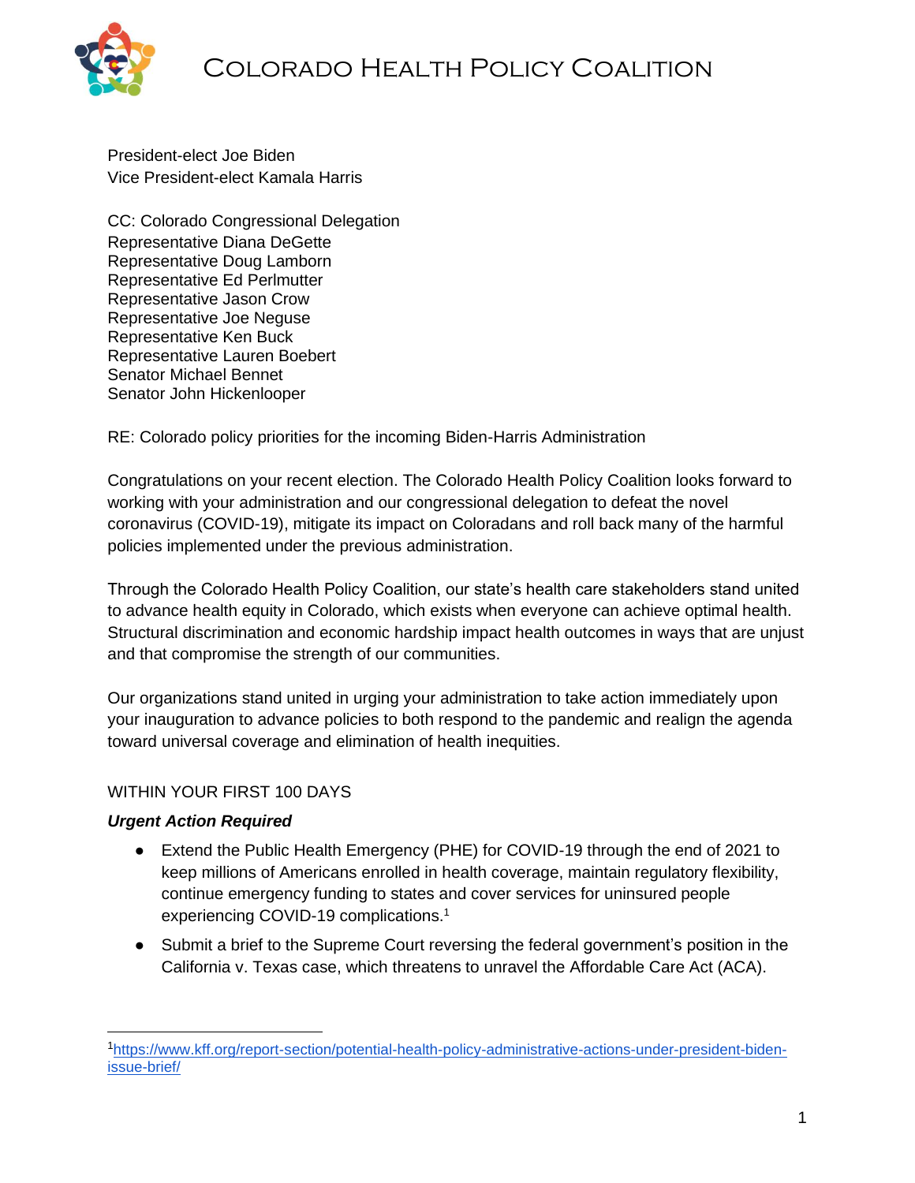# Colorado Health Policy Coalition

President-elect Joe Biden
Vice President-elect Kamala Harris

CC: Colorado Congressional Delegation
Representative Diana DeGette
Representative Doug Lamborn
Representative Ed Perlmutter
Representative Jason Crow
Representative Joe Neguse
Representative Ken Buck
Representative Lauren Boebert
Senator Michael Bennet
Senator John Hickenlooper

RE: Colorado policy priorities for the incoming Biden-Harris Administration

Congratulations on your recent election. The Colorado Health Policy Coalition looks forward to working with your administration and our congressional delegation to defeat the novel coronavirus (COVID-19), mitigate its impact on Coloradans and roll back many of the harmful policies implemented under the previous administration.

Through the Colorado Health Policy Coalition, our state's health care stakeholders stand united to advance health equity in Colorado, which exists when everyone can achieve optimal health. Structural discrimination and economic hardship impact health outcomes in ways that are unjust and that compromise the strength of our communities.

Our organizations stand united in urging your administration to take action immediately upon your inauguration to advance policies to both respond to the pandemic and realign the agenda toward universal coverage and elimination of health inequities.

## WITHIN YOUR FIRST 100 DAYS

### *Urgent Action Required*

- Extend the Public Health Emergency (PHE) for COVID-19 through the end of 2021 to keep millions of Americans enrolled in health coverage, maintain regulatory flexibility, continue emergency funding to states and cover services for uninsured people experiencing COVID-19 complications.[1]
- Submit a brief to the Supreme Court reversing the federal government's position in the California v. Texas case, which threatens to unravel the Affordable Care Act (ACA).

[1] https://www.kff.org/report-section/potential-health-policy-administrative-actions-under-president-biden-issue-brief/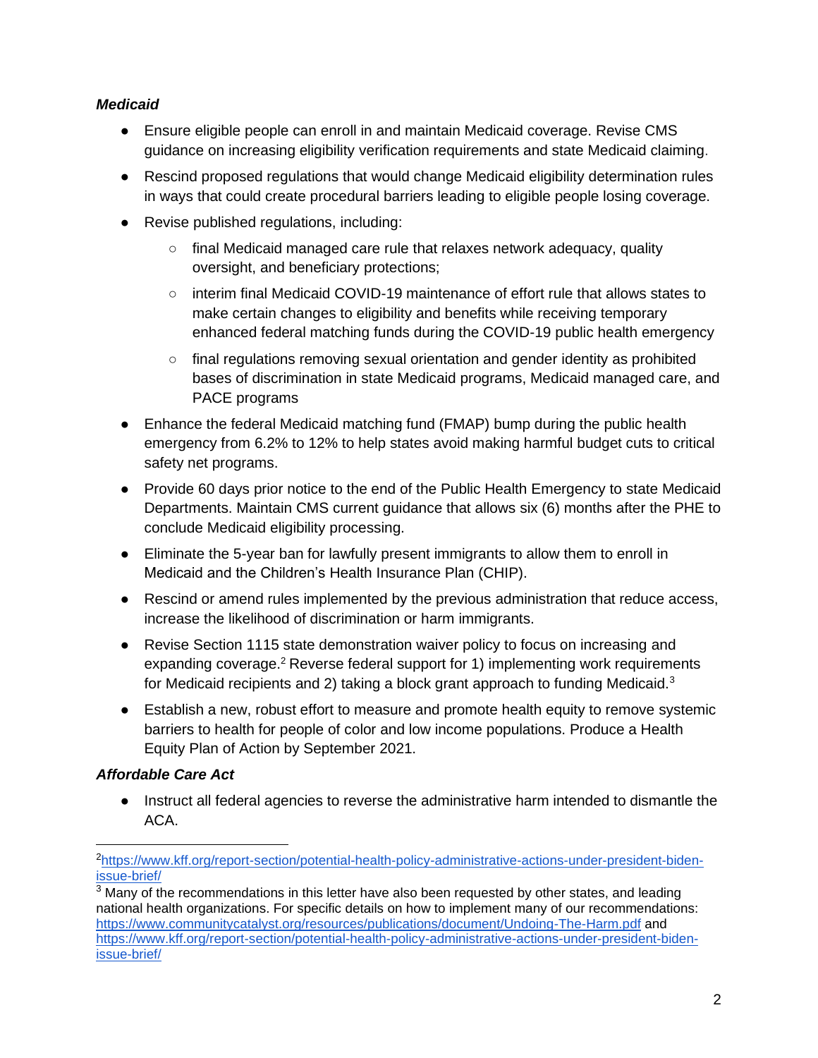***Medicaid***

- Ensure eligible people can enroll in and maintain Medicaid coverage. Revise CMS guidance on increasing eligibility verification requirements and state Medicaid claiming.
- Rescind proposed regulations that would change Medicaid eligibility determination rules in ways that could create procedural barriers leading to eligible people losing coverage.
- Revise published regulations, including:
    - final Medicaid managed care rule that relaxes network adequacy, quality oversight, and beneficiary protections;
    - interim final Medicaid COVID-19 maintenance of effort rule that allows states to make certain changes to eligibility and benefits while receiving temporary enhanced federal matching funds during the COVID-19 public health emergency
    - final regulations removing sexual orientation and gender identity as prohibited bases of discrimination in state Medicaid programs, Medicaid managed care, and PACE programs
- Enhance the federal Medicaid matching fund (FMAP) bump during the public health emergency from 6.2% to 12% to help states avoid making harmful budget cuts to critical safety net programs.
- Provide 60 days prior notice to the end of the Public Health Emergency to state Medicaid Departments. Maintain CMS current guidance that allows six (6) months after the PHE to conclude Medicaid eligibility processing.
- Eliminate the 5-year ban for lawfully present immigrants to allow them to enroll in Medicaid and the Children's Health Insurance Plan (CHIP).
- Rescind or amend rules implemented by the previous administration that reduce access, increase the likelihood of discrimination or harm immigrants.
- Revise Section 1115 state demonstration waiver policy to focus on increasing and expanding coverage.[2] Reverse federal support for 1) implementing work requirements for Medicaid recipients and 2) taking a block grant approach to funding Medicaid.[3]
- Establish a new, robust effort to measure and promote health equity to remove systemic barriers to health for people of color and low income populations. Produce a Health Equity Plan of Action by September 2021.

***Affordable Care Act***

- Instruct all federal agencies to reverse the administrative harm intended to dismantle the ACA.

---

[2] https://www.kff.org/report-section/potential-health-policy-administrative-actions-under-president-biden-issue-brief/

[3] Many of the recommendations in this letter have also been requested by other states, and leading national health organizations. For specific details on how to implement many of our recommendations: https://www.communitycatalyst.org/resources/publications/document/Undoing-The-Harm.pdf and https://www.kff.org/report-section/potential-health-policy-administrative-actions-under-president-biden-issue-brief/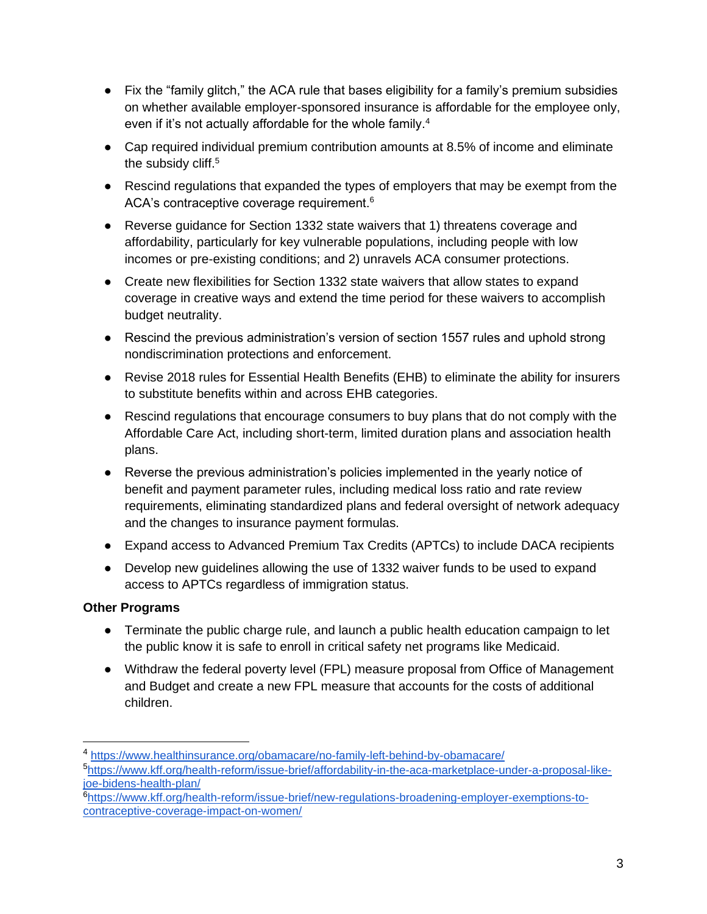- Fix the "family glitch," the ACA rule that bases eligibility for a family's premium subsidies on whether available employer-sponsored insurance is affordable for the employee only, even if it's not actually affordable for the whole family.[4]
- Cap required individual premium contribution amounts at 8.5% of income and eliminate the subsidy cliff.[5]
- Rescind regulations that expanded the types of employers that may be exempt from the ACA's contraceptive coverage requirement.[6]
- Reverse guidance for Section 1332 state waivers that 1) threatens coverage and affordability, particularly for key vulnerable populations, including people with low incomes or pre-existing conditions; and 2) unravels ACA consumer protections.
- Create new flexibilities for Section 1332 state waivers that allow states to expand coverage in creative ways and extend the time period for these waivers to accomplish budget neutrality.
- Rescind the previous administration's version of section 1557 rules and uphold strong nondiscrimination protections and enforcement.
- Revise 2018 rules for Essential Health Benefits (EHB) to eliminate the ability for insurers to substitute benefits within and across EHB categories.
- Rescind regulations that encourage consumers to buy plans that do not comply with the Affordable Care Act, including short-term, limited duration plans and association health plans.
- Reverse the previous administration's policies implemented in the yearly notice of benefit and payment parameter rules, including medical loss ratio and rate review requirements, eliminating standardized plans and federal oversight of network adequacy and the changes to insurance payment formulas.
- Expand access to Advanced Premium Tax Credits (APTCs) to include DACA recipients
- Develop new guidelines allowing the use of 1332 waiver funds to be used to expand access to APTCs regardless of immigration status.

**Other Programs**

- Terminate the public charge rule, and launch a public health education campaign to let the public know it is safe to enroll in critical safety net programs like Medicaid.
- Withdraw the federal poverty level (FPL) measure proposal from Office of Management and Budget and create a new FPL measure that accounts for the costs of additional children.

---

[4] https://www.healthinsurance.org/obamacare/no-family-left-behind-by-obamacare/

[5] https://www.kff.org/health-reform/issue-brief/affordability-in-the-aca-marketplace-under-a-proposal-like-joe-bidens-health-plan/

[6] https://www.kff.org/health-reform/issue-brief/new-regulations-broadening-employer-exemptions-to-contraceptive-coverage-impact-on-women/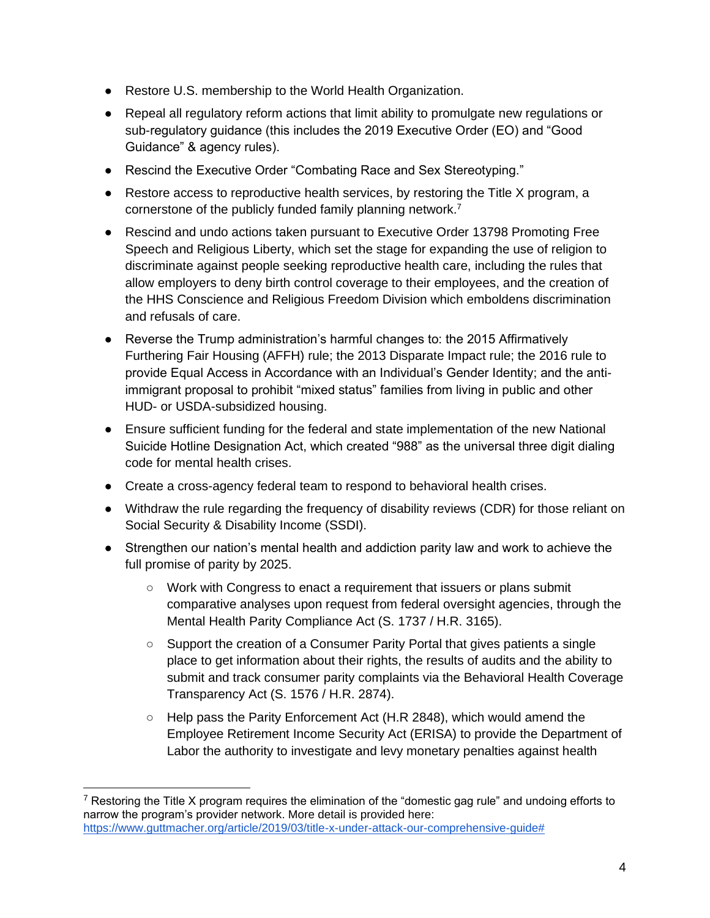- Restore U.S. membership to the World Health Organization.
- Repeal all regulatory reform actions that limit ability to promulgate new regulations or sub-regulatory guidance (this includes the 2019 Executive Order (EO) and "Good Guidance" & agency rules).
- Rescind the Executive Order "Combating Race and Sex Stereotyping."
- Restore access to reproductive health services, by restoring the Title X program, a cornerstone of the publicly funded family planning network.[7]
- Rescind and undo actions taken pursuant to Executive Order 13798 Promoting Free Speech and Religious Liberty, which set the stage for expanding the use of religion to discriminate against people seeking reproductive health care, including the rules that allow employers to deny birth control coverage to their employees, and the creation of the HHS Conscience and Religious Freedom Division which emboldens discrimination and refusals of care.
- Reverse the Trump administration's harmful changes to: the 2015 Affirmatively Furthering Fair Housing (AFFH) rule; the 2013 Disparate Impact rule; the 2016 rule to provide Equal Access in Accordance with an Individual's Gender Identity; and the anti-immigrant proposal to prohibit "mixed status" families from living in public and other HUD- or USDA-subsidized housing.
- Ensure sufficient funding for the federal and state implementation of the new National Suicide Hotline Designation Act, which created "988" as the universal three digit dialing code for mental health crises.
- Create a cross-agency federal team to respond to behavioral health crises.
- Withdraw the rule regarding the frequency of disability reviews (CDR) for those reliant on Social Security & Disability Income (SSDI).
- Strengthen our nation's mental health and addiction parity law and work to achieve the full promise of parity by 2025.
    - Work with Congress to enact a requirement that issuers or plans submit comparative analyses upon request from federal oversight agencies, through the Mental Health Parity Compliance Act (S. 1737 / H.R. 3165).
    - Support the creation of a Consumer Parity Portal that gives patients a single place to get information about their rights, the results of audits and the ability to submit and track consumer parity complaints via the Behavioral Health Coverage Transparency Act (S. 1576 / H.R. 2874).
    - Help pass the Parity Enforcement Act (H.R 2848), which would amend the Employee Retirement Income Security Act (ERISA) to provide the Department of Labor the authority to investigate and levy monetary penalties against health

[7] Restoring the Title X program requires the elimination of the "domestic gag rule" and undoing efforts to narrow the program's provider network. More detail is provided here: https://www.guttmacher.org/article/2019/03/title-x-under-attack-our-comprehensive-guide#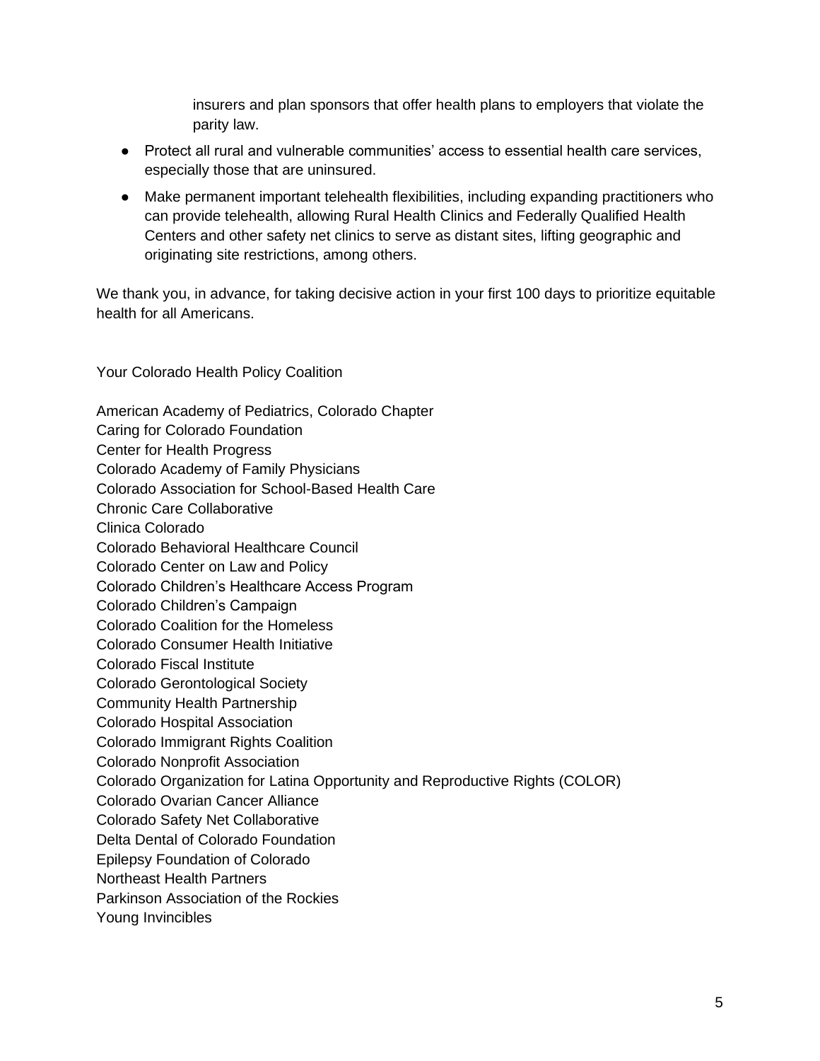insurers and plan sponsors that offer health plans to employers that violate the parity law.

- Protect all rural and vulnerable communities' access to essential health care services, especially those that are uninsured.
- Make permanent important telehealth flexibilities, including expanding practitioners who can provide telehealth, allowing Rural Health Clinics and Federally Qualified Health Centers and other safety net clinics to serve as distant sites, lifting geographic and originating site restrictions, among others.

We thank you, in advance, for taking decisive action in your first 100 days to prioritize equitable health for all Americans.

Your Colorado Health Policy Coalition

American Academy of Pediatrics, Colorado Chapter
Caring for Colorado Foundation
Center for Health Progress
Colorado Academy of Family Physicians
Colorado Association for School-Based Health Care
Chronic Care Collaborative
Clinica Colorado
Colorado Behavioral Healthcare Council
Colorado Center on Law and Policy
Colorado Children's Healthcare Access Program
Colorado Children's Campaign
Colorado Coalition for the Homeless
Colorado Consumer Health Initiative
Colorado Fiscal Institute
Colorado Gerontological Society
Community Health Partnership
Colorado Hospital Association
Colorado Immigrant Rights Coalition
Colorado Nonprofit Association
Colorado Organization for Latina Opportunity and Reproductive Rights (COLOR)
Colorado Ovarian Cancer Alliance
Colorado Safety Net Collaborative
Delta Dental of Colorado Foundation
Epilepsy Foundation of Colorado
Northeast Health Partners
Parkinson Association of the Rockies
Young Invincibles